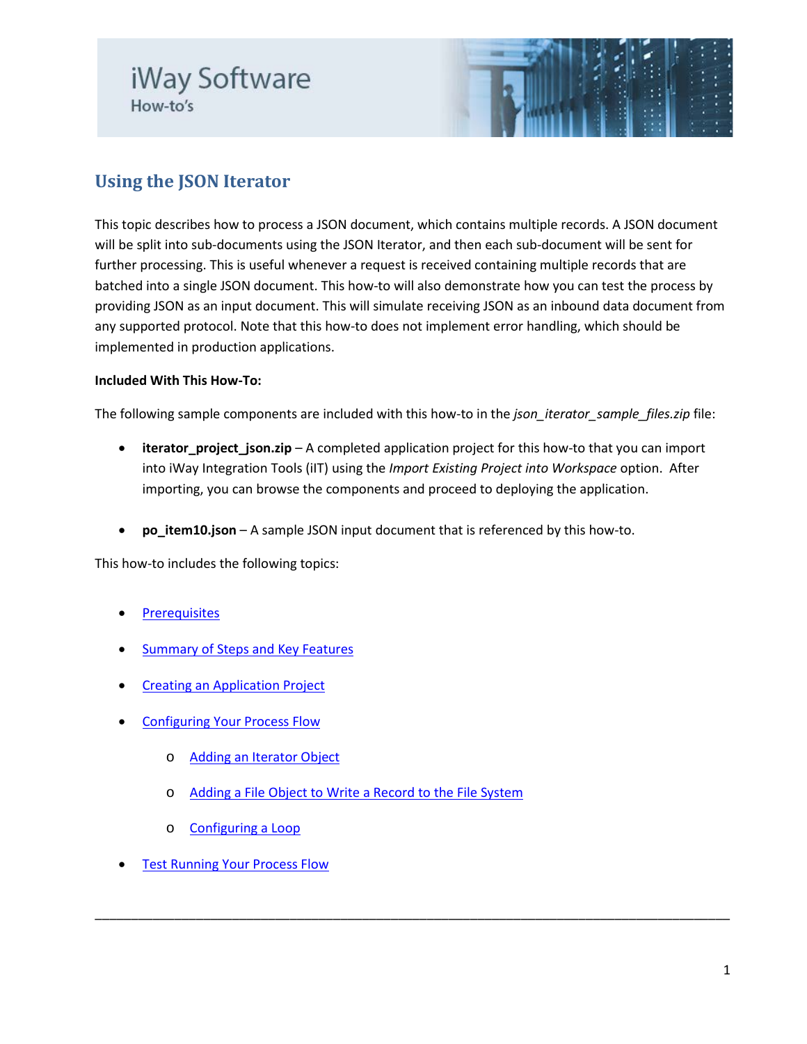iWay Software

How-to's

# Using the JSON Iterator

This topic describes how to process a JSON document, which contains multiple records. A JSON document will be split into sub-documents using the JSON Iterator, and then each sub-document will be sent for further processing. This is useful whenever a request is received containing multiple records that are batched into a single JSON document. This how-to will also demonstrate how you can test the process by providing JSON as an input document. This will simulate receiving JSON as an inbound data document from any supported protocol. Note that this how-to does not implement error handling, which should be implemented in production applications.

**Included With This How-To:**

The following sample components are included with this how-to in the *json_iterator_sample_files.zip* file:

- **iterator_project_json.zip** – A completed application project for this how-to that you can import into iWay Integration Tools (iIT) using the *Import Existing Project into Workspace* option. After importing, you can browse the components and proceed to deploying the application.

- **po_item10.json** – A sample JSON input document that is referenced by this how-to.

This how-to includes the following topics:

- Prerequisites
- Summary of Steps and Key Features
- Creating an Application Project
- Configuring Your Process Flow
    - Adding an Iterator Object
    - Adding a File Object to Write a Record to the File System
    - Configuring a Loop
- Test Running Your Process Flow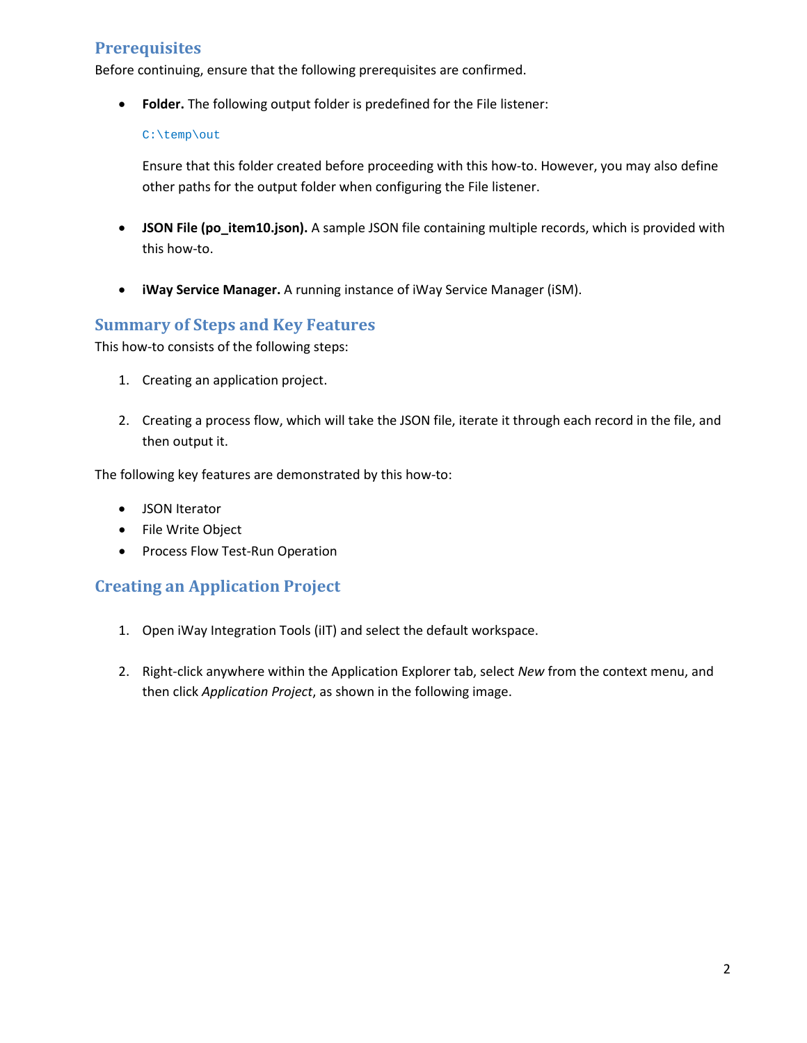## Prerequisites

Before continuing, ensure that the following prerequisites are confirmed.

- **Folder.** The following output folder is predefined for the File listener:

  ```
  C:\temp\out
  ```

  Ensure that this folder created before proceeding with this how-to. However, you may also define other paths for the output folder when configuring the File listener.

- **JSON File (po_item10.json).** A sample JSON file containing multiple records, which is provided with this how-to.

- **iWay Service Manager.** A running instance of iWay Service Manager (iSM).

## Summary of Steps and Key Features

This how-to consists of the following steps:

1. Creating an application project.

2. Creating a process flow, which will take the JSON file, iterate it through each record in the file, and then output it.

The following key features are demonstrated by this how-to:

- JSON Iterator
- File Write Object
- Process Flow Test-Run Operation

## Creating an Application Project

1. Open iWay Integration Tools (iIT) and select the default workspace.

2. Right-click anywhere within the Application Explorer tab, select *New* from the context menu, and then click *Application Project*, as shown in the following image.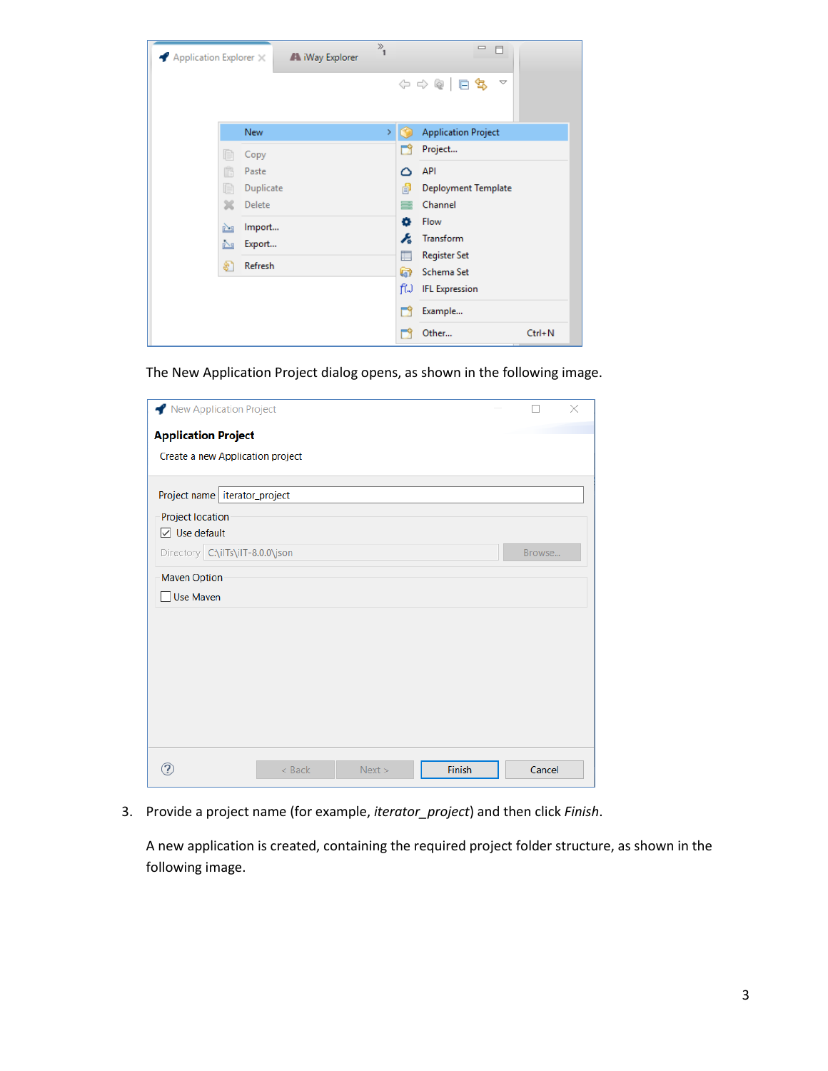The New Application Project dialog opens, as shown in the following image.

3. Provide a project name (for example, *iterator_project*) and then click *Finish*.

   A new application is created, containing the required project folder structure, as shown in the following image.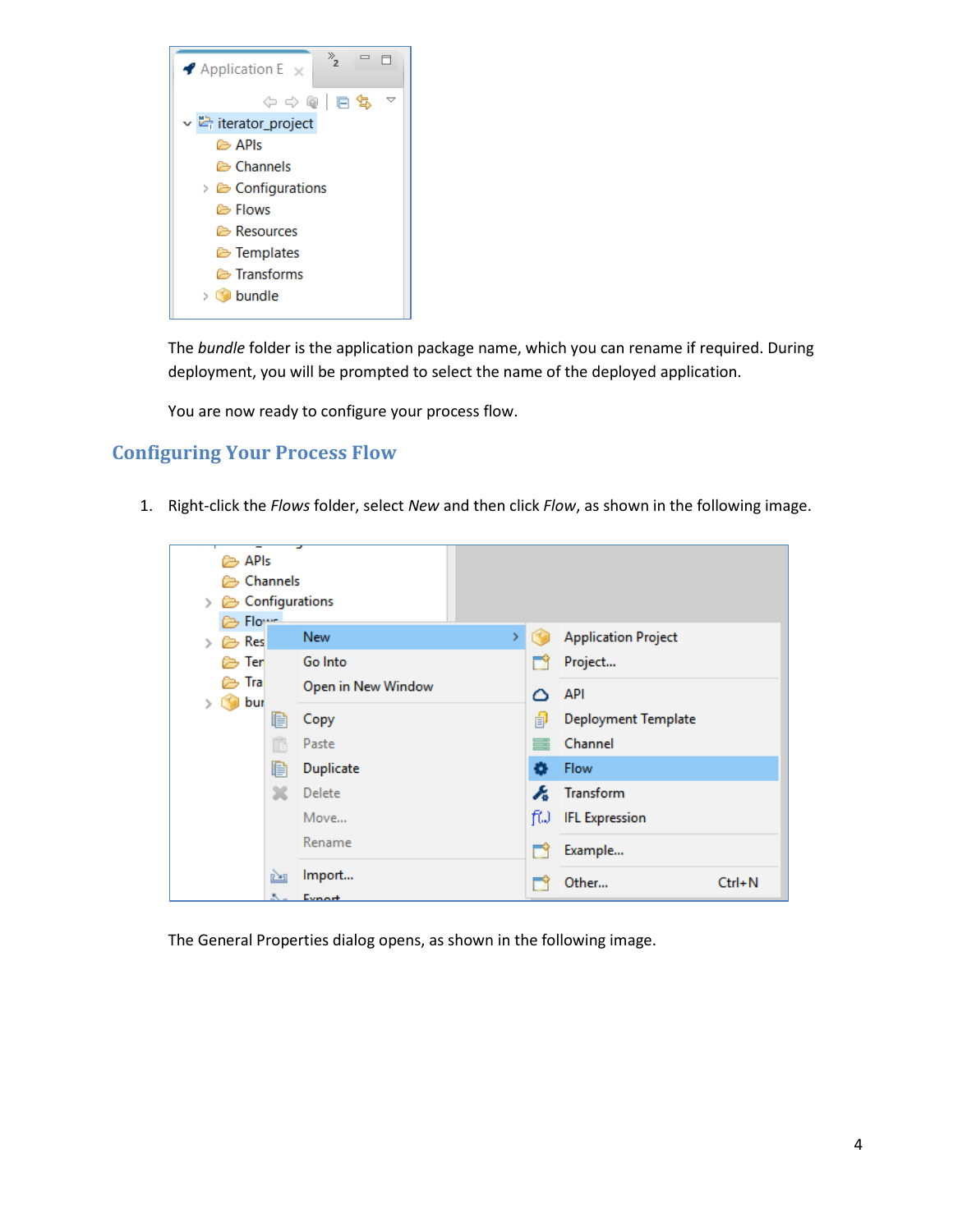The *bundle* folder is the application package name, which you can rename if required. During deployment, you will be prompted to select the name of the deployed application.

You are now ready to configure your process flow.

## Configuring Your Process Flow

1. Right-click the *Flows* folder, select *New* and then click *Flow*, as shown in the following image.

   The General Properties dialog opens, as shown in the following image.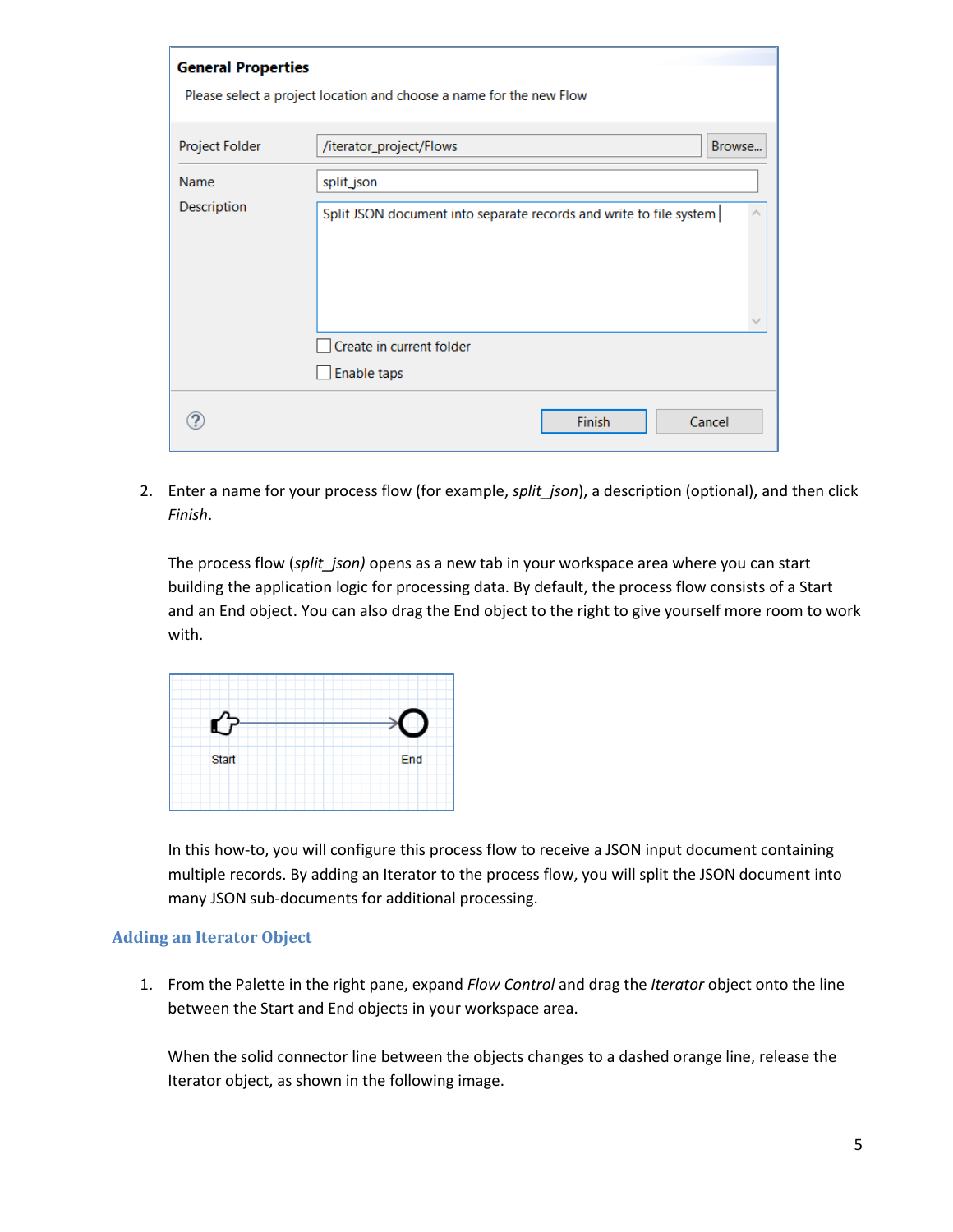2. Enter a name for your process flow (for example, *split_json*), a description (optional), and then click *Finish*.

   The process flow (*split_json)* opens as a new tab in your workspace area where you can start building the application logic for processing data. By default, the process flow consists of a Start and an End object. You can also drag the End object to the right to give yourself more room to work with.

   In this how-to, you will configure this process flow to receive a JSON input document containing multiple records. By adding an Iterator to the process flow, you will split the JSON document into many JSON sub-documents for additional processing.

## Adding an Iterator Object

1. From the Palette in the right pane, expand *Flow Control* and drag the *Iterator* object onto the line between the Start and End objects in your workspace area.

   When the solid connector line between the objects changes to a dashed orange line, release the Iterator object, as shown in the following image.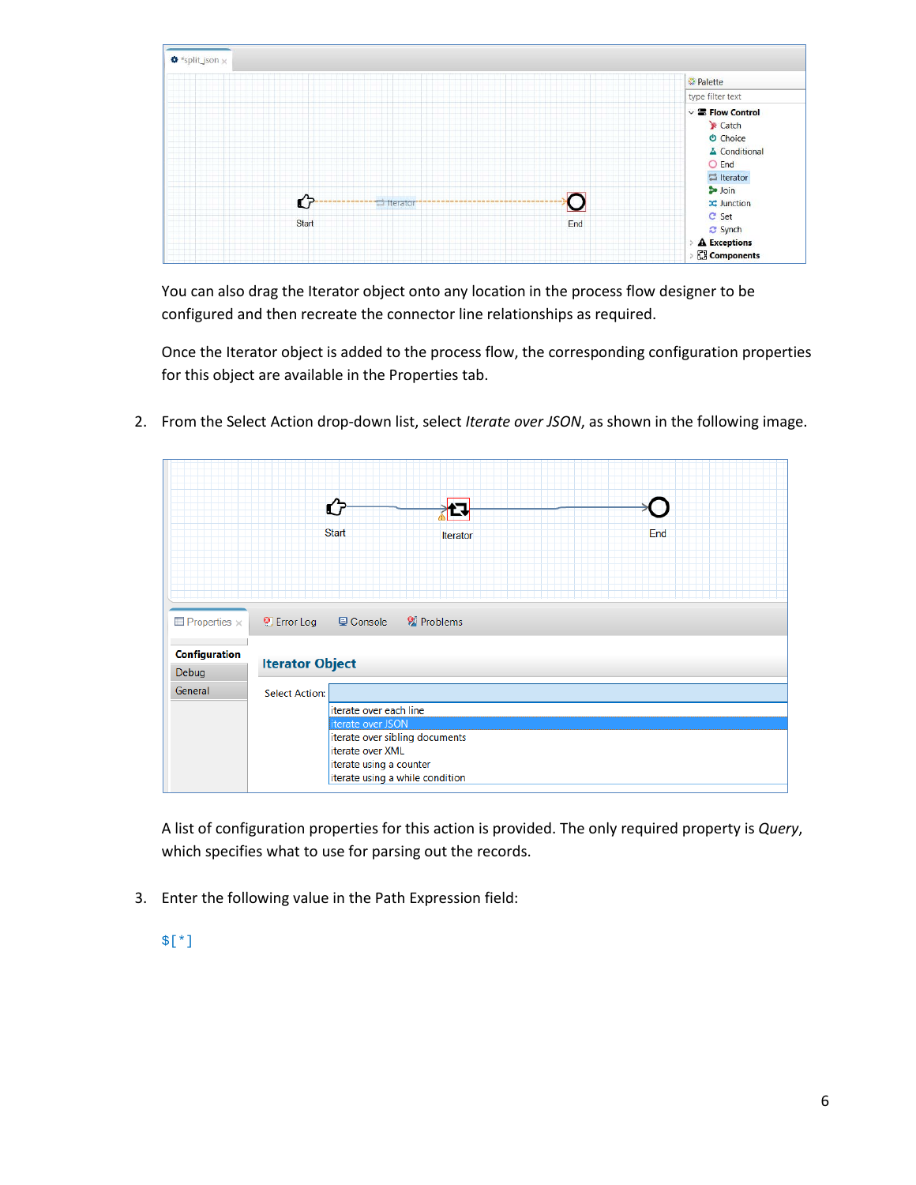You can also drag the Iterator object onto any location in the process flow designer to be configured and then recreate the connector line relationships as required.

Once the Iterator object is added to the process flow, the corresponding configuration properties for this object are available in the Properties tab.

2. From the Select Action drop-down list, select *Iterate over JSON*, as shown in the following image.

A list of configuration properties for this action is provided. The only required property is *Query*, which specifies what to use for parsing out the records.

3. Enter the following value in the Path Expression field:

```
$[*]
```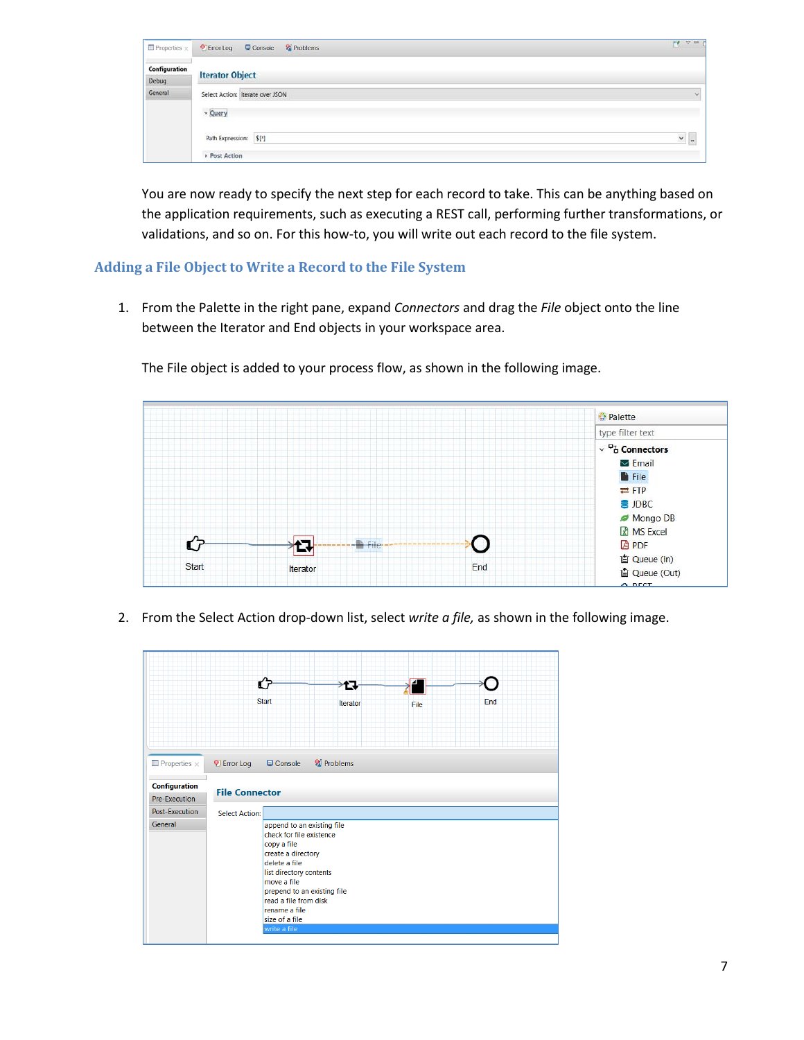You are now ready to specify the next step for each record to take. This can be anything based on the application requirements, such as executing a REST call, performing further transformations, or validations, and so on. For this how-to, you will write out each record to the file system.

### Adding a File Object to Write a Record to the File System

1. From the Palette in the right pane, expand *Connectors* and drag the *File* object onto the line between the Iterator and End objects in your workspace area.

   The File object is added to your process flow, as shown in the following image.

2. From the Select Action drop-down list, select *write a file,* as shown in the following image.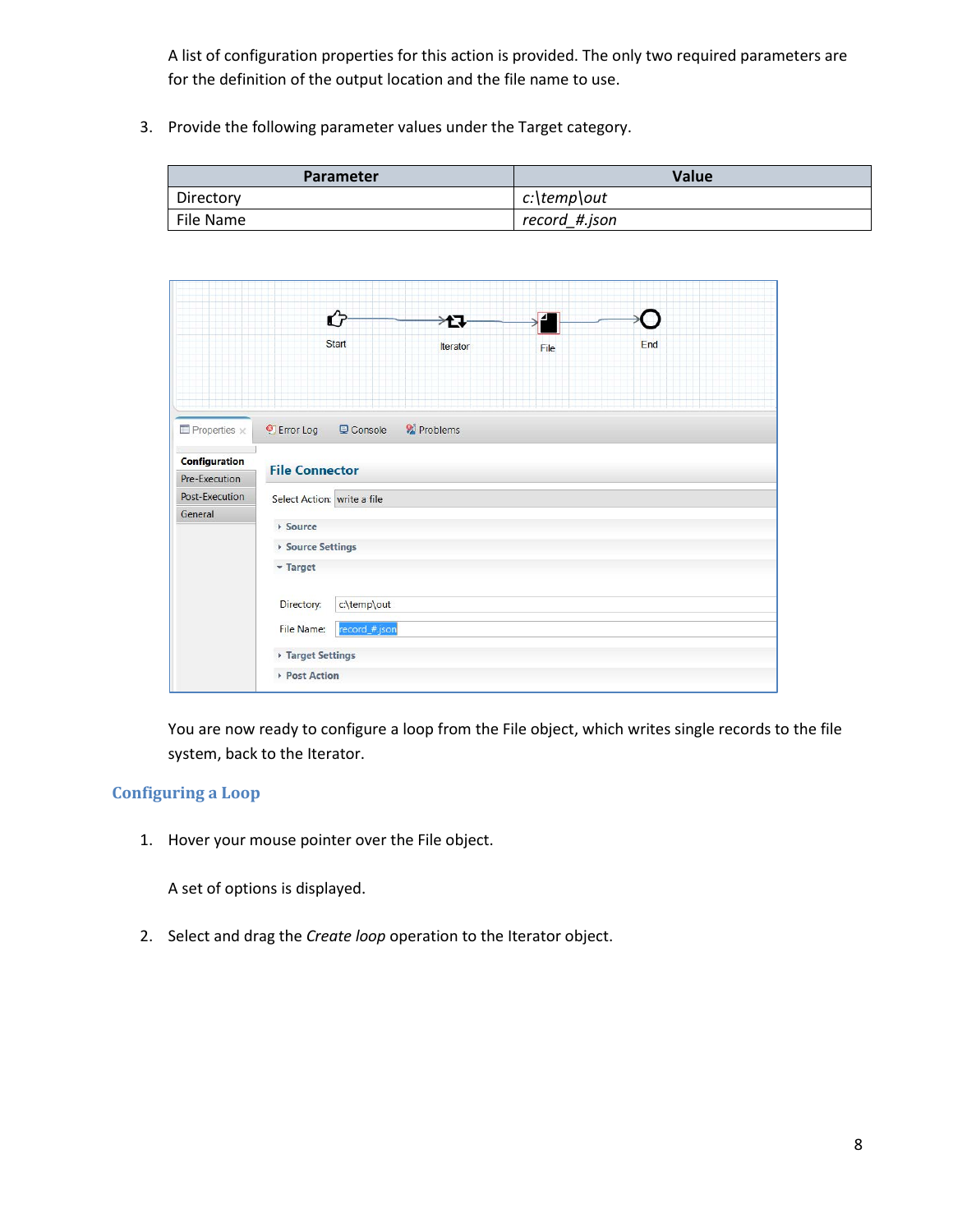A list of configuration properties for this action is provided. The only two required parameters are for the definition of the output location and the file name to use.

3. Provide the following parameter values under the Target category.

| Parameter | Value |
|---|---|
| Directory | *c:\temp\out* |
| File Name | *record_#.json* |

You are now ready to configure a loop from the File object, which writes single records to the file system, back to the Iterator.

## Configuring a Loop

1. Hover your mouse pointer over the File object.

   A set of options is displayed.

2. Select and drag the *Create loop* operation to the Iterator object.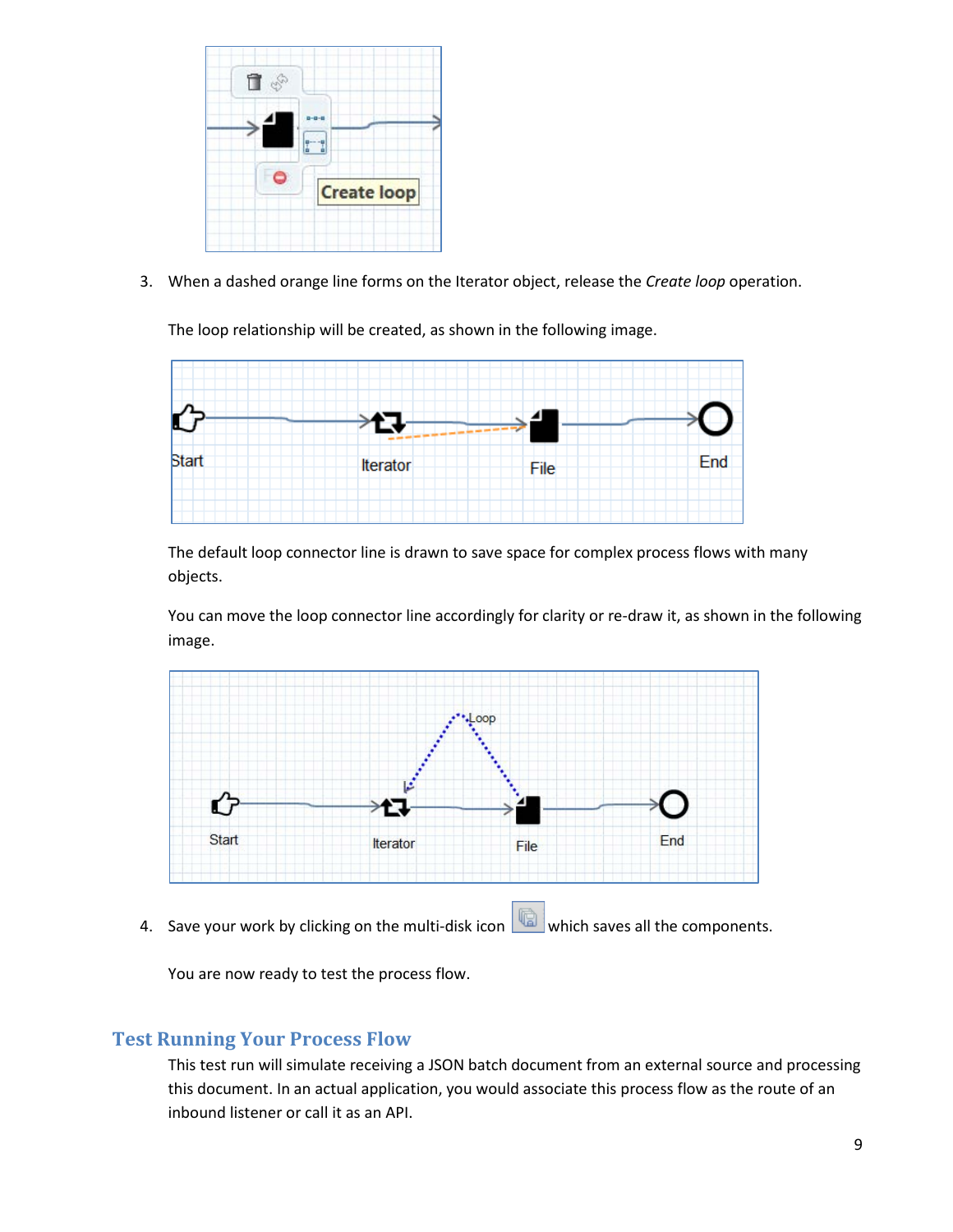3. When a dashed orange line forms on the Iterator object, release the *Create loop* operation.

   The loop relationship will be created, as shown in the following image.

   The default loop connector line is drawn to save space for complex process flows with many objects.

   You can move the loop connector line accordingly for clarity or re-draw it, as shown in the following image.

4. Save your work by clicking on the multi-disk icon which saves all the components.

   You are now ready to test the process flow.

## Test Running Your Process Flow

This test run will simulate receiving a JSON batch document from an external source and processing this document. In an actual application, you would associate this process flow as the route of an inbound listener or call it as an API.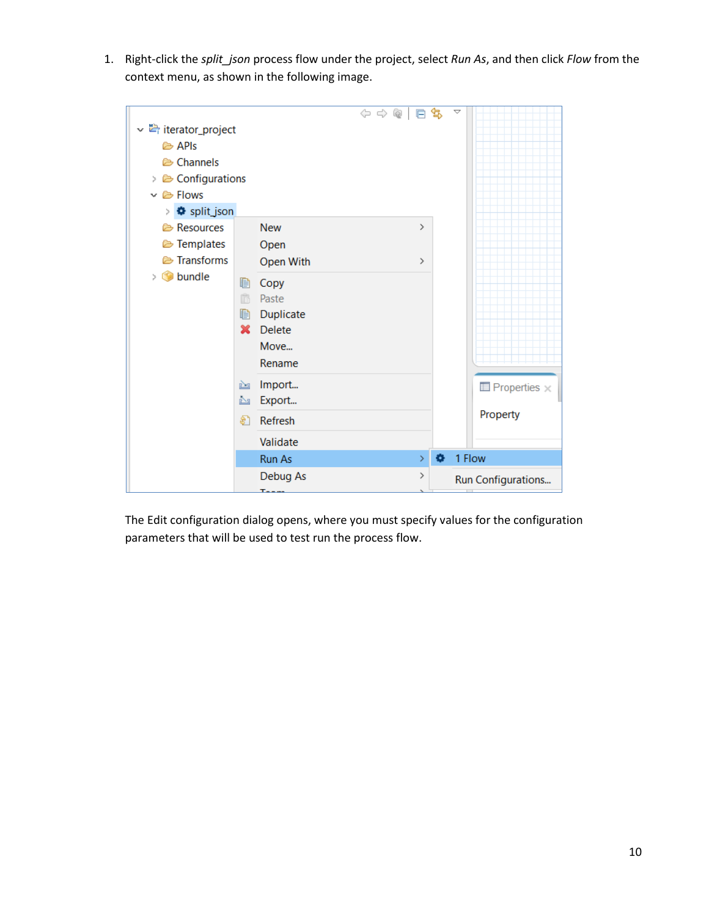1. Right-click the *split_json* process flow under the project, select *Run As*, and then click *Flow* from the context menu, as shown in the following image.

   The Edit configuration dialog opens, where you must specify values for the configuration parameters that will be used to test run the process flow.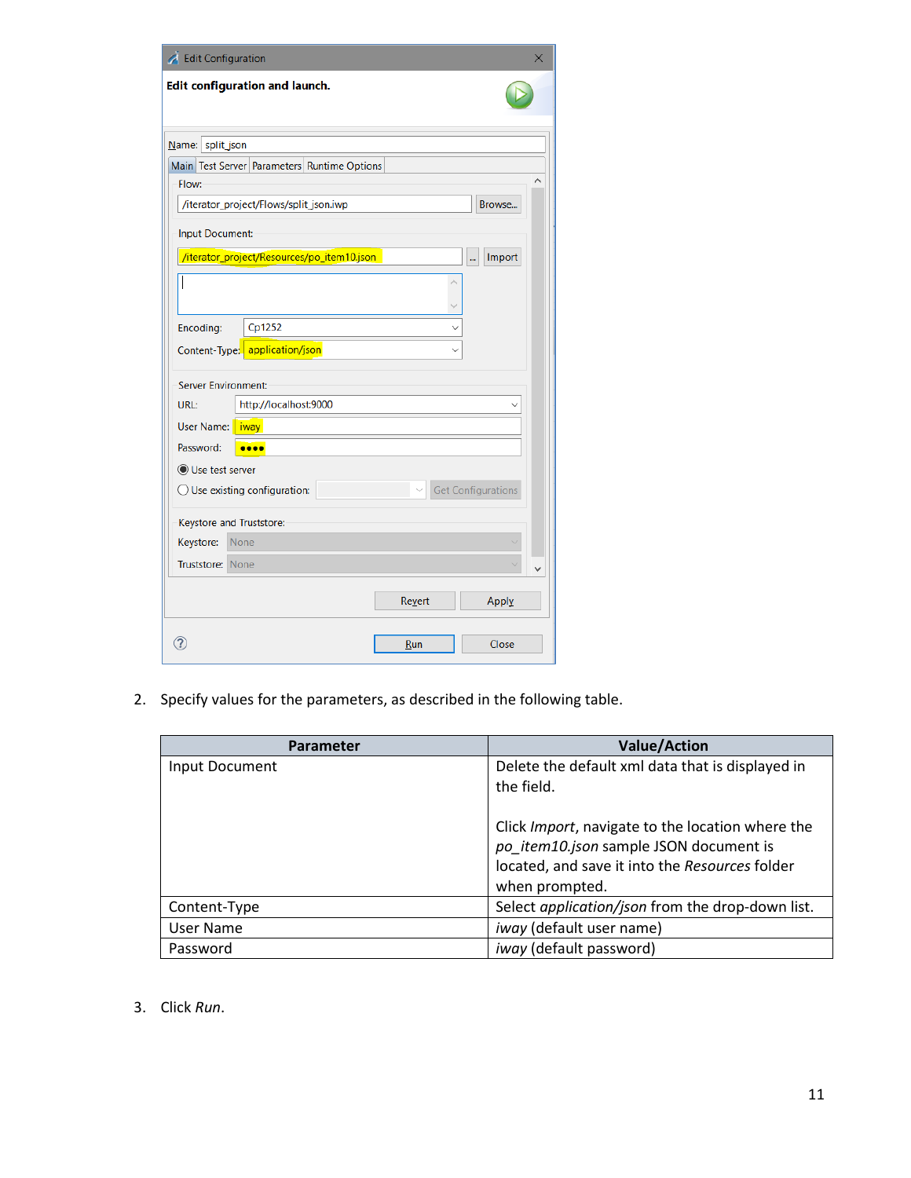2. Specify values for the parameters, as described in the following table.

| Parameter | Value/Action |
|---|---|
| Input Document | Delete the default xml data that is displayed in the field.<br><br>Click *Import*, navigate to the location where the *po_item10.json* sample JSON document is located, and save it into the *Resources* folder when prompted. |
| Content-Type | Select *application/json* from the drop-down list. |
| User Name | *iway* (default user name) |
| Password | *iway* (default password) |

3. Click *Run*.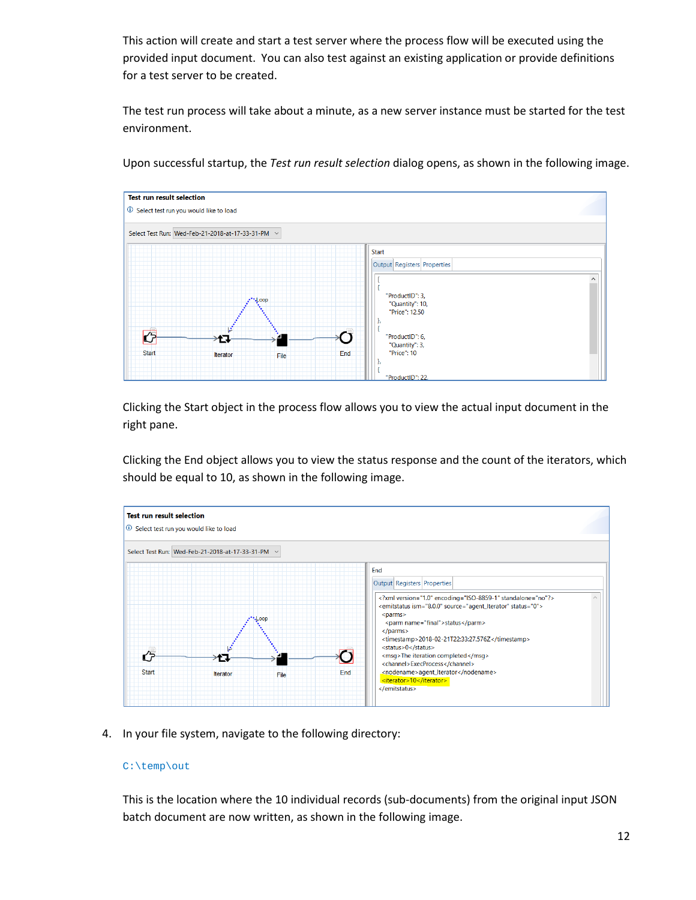This action will create and start a test server where the process flow will be executed using the provided input document. You can also test against an existing application or provide definitions for a test server to be created.

The test run process will take about a minute, as a new server instance must be started for the test environment.

Upon successful startup, the *Test run result selection* dialog opens, as shown in the following image.

Clicking the Start object in the process flow allows you to view the actual input document in the right pane.

Clicking the End object allows you to view the status response and the count of the iterators, which should be equal to 10, as shown in the following image.

4. In your file system, navigate to the following directory:

   `C:\temp\out`

   This is the location where the 10 individual records (sub-documents) from the original input JSON batch document are now written, as shown in the following image.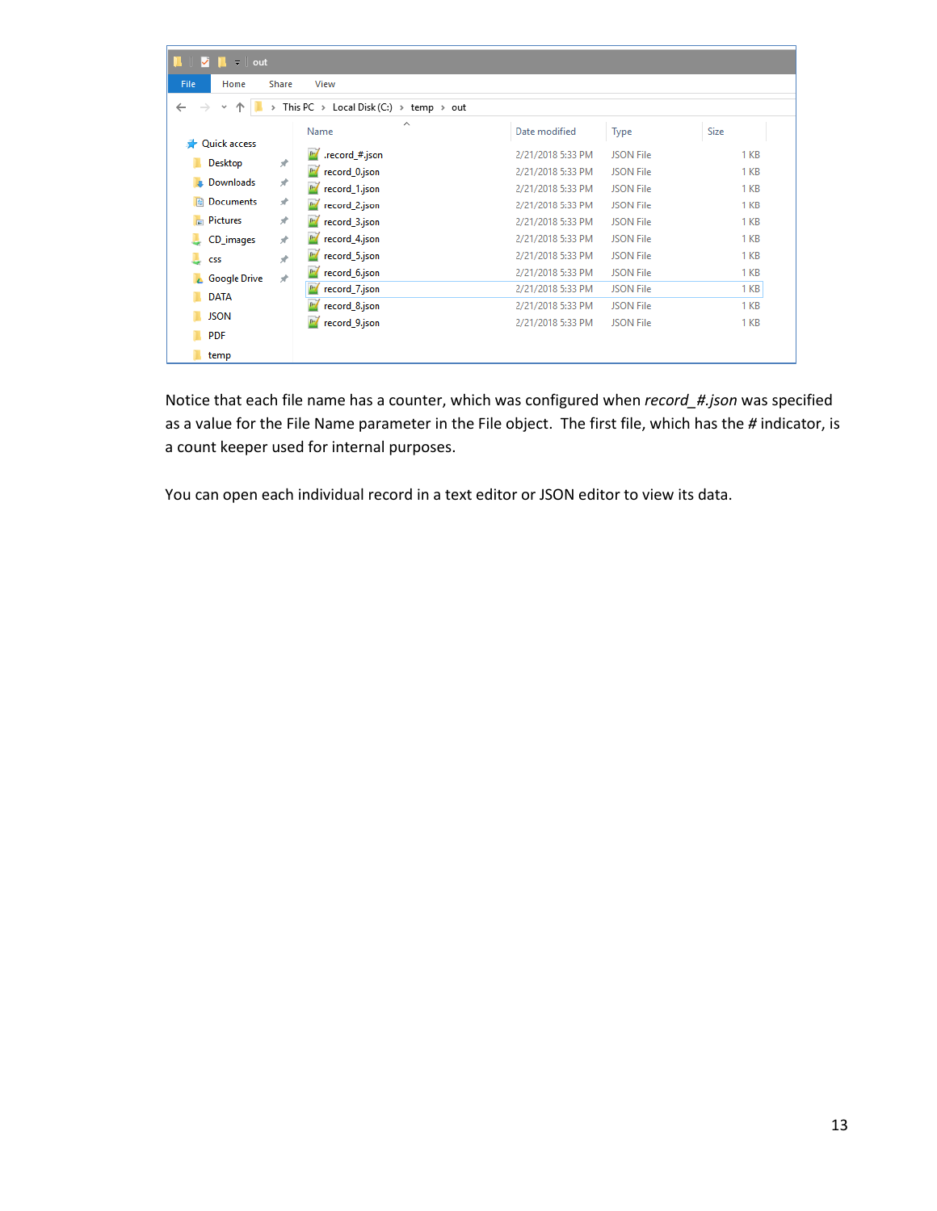Notice that each file name has a counter, which was configured when *record_#.json* was specified as a value for the File Name parameter in the File object. The first file, which has the # indicator, is a count keeper used for internal purposes.

You can open each individual record in a text editor or JSON editor to view its data.